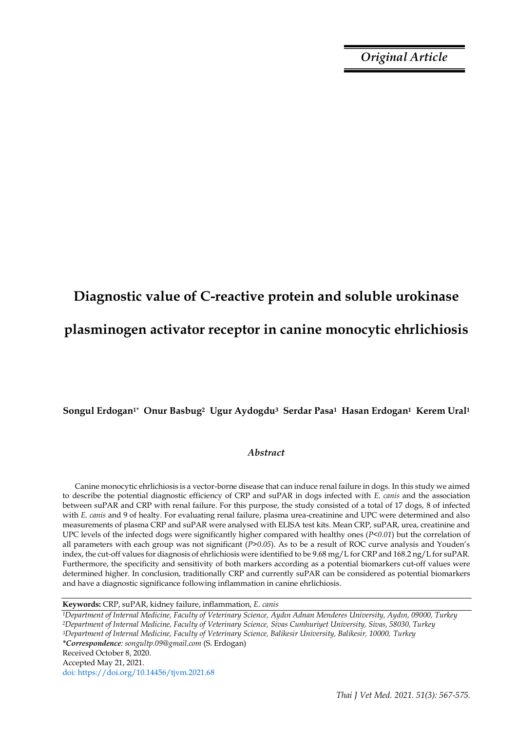*Original Article*

# Diagnostic value of C-reactive protein and soluble urokinase plasminogen activator receptor in canine monocytic ehrlichiosis

**Songul Erdogan[1*] Onur Basbug[2] Ugur Aydogdu[3] Serdar Pasa[1] Hasan Erdogan[1] Kerem Ural[1]**

## *Abstract*

Canine monocytic ehrlichiosis is a vector-borne disease that can induce renal failure in dogs. In this study we aimed to describe the potential diagnostic efficiency of CRP and suPAR in dogs infected with *E. canis* and the association between suPAR and CRP with renal failure. For this purpose, the study consisted of a total of 17 dogs, 8 of infected with *E. canis* and 9 of healty. For evaluating renal failure, plasma urea-creatinine and UPC were determined and also measurements of plasma CRP and suPAR were analysed with ELISA test kits. Mean CRP, suPAR, urea, creatinine and UPC levels of the infected dogs were significantly higher compared with healthy ones (*$P<0.01$*) but the correlation of all parameters with each group was not significant (*$P>0.05$*). As to be a result of ROC curve analysis and Youden's index, the cut-off values for diagnosis of ehrlichiosis were identified to be 9.68 mg/L for CRP and 168.2 ng/L for suPAR. Furthermore, the specificity and sensitivity of both markers according as a potential biomarkers cut-off values were determined higher. In conclusion, traditionally CRP and currently suPAR can be considered as potential biomarkers and have a diagnostic significance following inflammation in canine ehrlichiosis.

**Keywords:** CRP, suPAR, kidney failure, inflammation, *E. canis*

[1]*Department of Internal Medicine, Faculty of Veterinary Science, Aydın Adnan Menderes University, Aydın, 09000, Turkey*
[2]*Department of Internal Medicine, Faculty of Veterinary Science, Sivas Cumhuriyet University, Sivas, 58030, Turkey*
[3]*Department of Internal Medicine, Faculty of Veterinary Science, Balikesir University, Balikesir, 10000, Turkey*
***Correspondence**: songultp.09@gmail.com* (S. Erdogan)
Received October 8, 2020.
Accepted May 21, 2021.
doi: https://doi.org/10.14456/tjvm.2021.68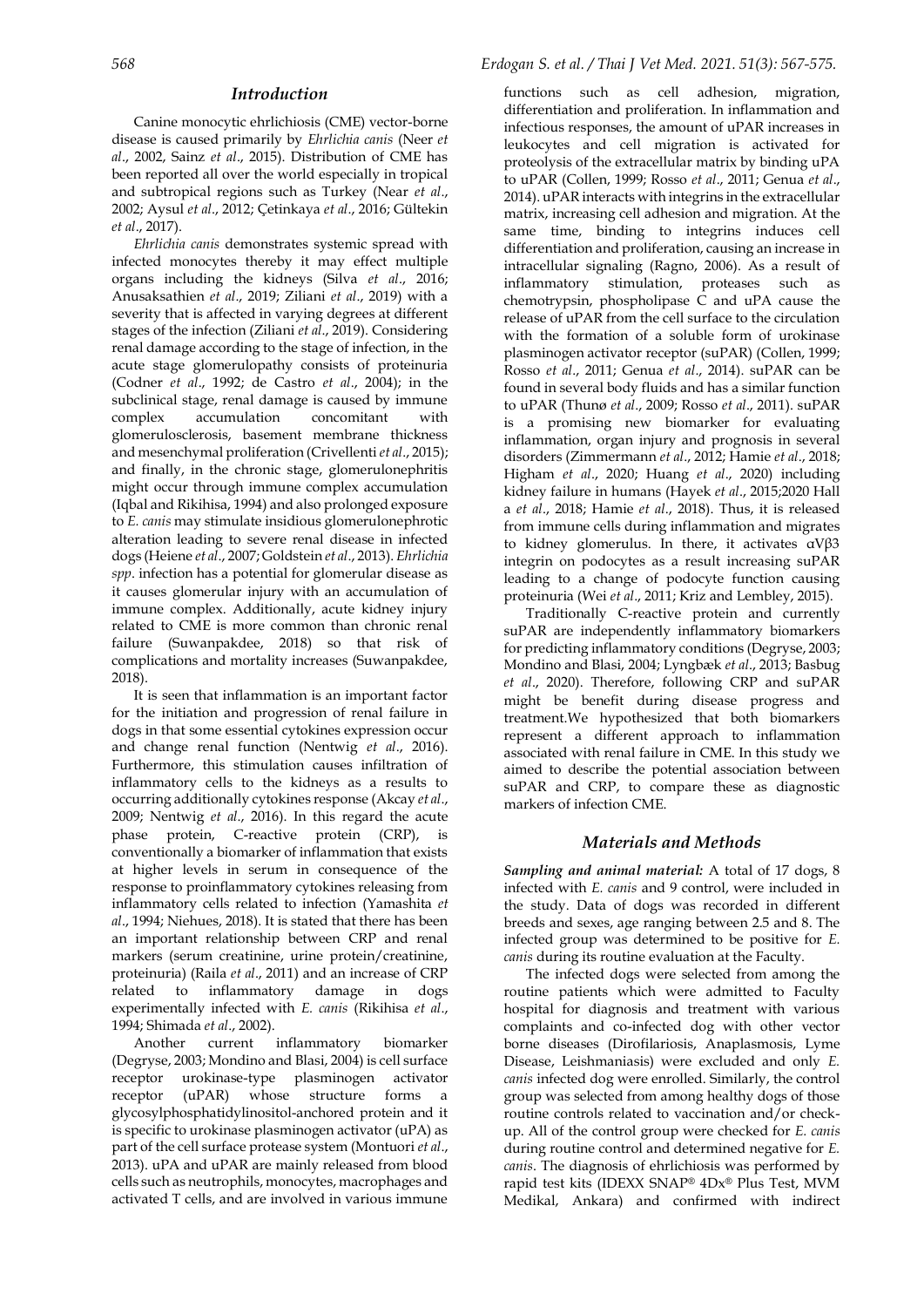## Introduction

Canine monocytic ehrlichiosis (CME) vector-borne disease is caused primarily by *Ehrlichia canis* (Neer *et al*., 2002, Sainz *et al*., 2015). Distribution of CME has been reported all over the world especially in tropical and subtropical regions such as Turkey (Near *et al*., 2002; Aysul *et al*., 2012; Çetinkaya *et al*., 2016; Gültekin *et al*., 2017).

*Ehrlichia canis* demonstrates systemic spread with infected monocytes thereby it may effect multiple organs including the kidneys (Silva *et al*., 2016; Anusaksathien *et al*., 2019; Ziliani *et al*., 2019) with a severity that is affected in varying degrees at different stages of the infection (Ziliani *et al*., 2019). Considering renal damage according to the stage of infection, in the acute stage glomerulopathy consists of proteinuria (Codner *et al*., 1992; de Castro *et al*., 2004); in the subclinical stage, renal damage is caused by immune complex accumulation concomitant with glomerulosclerosis, basement membrane thickness and mesenchymal proliferation (Crivellenti *et al*., 2015); and finally, in the chronic stage, glomerulonephritis might occur through immune complex accumulation (Iqbal and Rikihisa, 1994) and also prolonged exposure to *E. canis* may stimulate insidious glomerulonephrotic alteration leading to severe renal disease in infected dogs (Heiene *et al*., 2007; Goldstein *et al*., 2013). *Ehrlichia spp*. infection has a potential for glomerular disease as it causes glomerular injury with an accumulation of immune complex. Additionally, acute kidney injury related to CME is more common than chronic renal failure (Suwanpakdee, 2018) so that risk of complications and mortality increases (Suwanpakdee, 2018).

It is seen that inflammation is an important factor for the initiation and progression of renal failure in dogs in that some essential cytokines expression occur and change renal function (Nentwig *et al*., 2016). Furthermore, this stimulation causes infiltration of inflammatory cells to the kidneys as a results to occurring additionally cytokines response (Akcay *et al*., 2009; Nentwig *et al*., 2016). In this regard the acute phase protein, C-reactive protein (CRP), is conventionally a biomarker of inflammation that exists at higher levels in serum in consequence of the response to proinflammatory cytokines releasing from inflammatory cells related to infection (Yamashita *et al*., 1994; Niehues, 2018). It is stated that there has been an important relationship between CRP and renal markers (serum creatinine, urine protein/creatinine, proteinuria) (Raila *et al*., 2011) and an increase of CRP related to inflammatory damage in dogs experimentally infected with *E. canis* (Rikihisa *et al*., 1994; Shimada *et al*., 2002).

Another current inflammatory biomarker (Degryse, 2003; Mondino and Blasi, 2004) is cell surface receptor urokinase-type plasminogen activator receptor (uPAR) whose structure forms a glycosylphosphatidylinositol-anchored protein and it is specific to urokinase plasminogen activator (uPA) as part of the cell surface protease system (Montuori *et al*., 2013). uPA and uPAR are mainly released from blood cells such as neutrophils, monocytes, macrophages and activated T cells, and are involved in various immune functions such as cell adhesion, migration, differentiation and proliferation. In inflammation and infectious responses, the amount of uPAR increases in leukocytes and cell migration is activated for proteolysis of the extracellular matrix by binding uPA to uPAR (Collen, 1999; Rosso *et al*., 2011; Genua *et al*., 2014). uPAR interacts with integrins in the extracellular matrix, increasing cell adhesion and migration. At the same time, binding to integrins induces cell differentiation and proliferation, causing an increase in intracellular signaling (Ragno, 2006). As a result of inflammatory stimulation, proteases such as chemotrypsin, phospholipase C and uPA cause the release of uPAR from the cell surface to the circulation with the formation of a soluble form of urokinase plasminogen activator receptor (suPAR) (Collen, 1999; Rosso *et al*., 2011; Genua *et al*., 2014). suPAR can be found in several body fluids and has a similar function to uPAR (Thunø *et al*., 2009; Rosso *et al*., 2011). suPAR is a promising new biomarker for evaluating inflammation, organ injury and prognosis in several disorders (Zimmermann *et al*., 2012; Hamie *et al*., 2018; Higham *et al*., 2020; Huang *et al*., 2020) including kidney failure in humans (Hayek *et al*., 2015;2020 Hall a *et al*., 2018; Hamie *et al*., 2018). Thus, it is released from immune cells during inflammation and migrates to kidney glomerulus. In there, it activates αVβ3 integrin on podocytes as a result increasing suPAR leading to a change of podocyte function causing proteinuria (Wei *et al*., 2011; Kriz and Lembley, 2015).

Traditionally C-reactive protein and currently suPAR are independently inflammatory biomarkers for predicting inflammatory conditions (Degryse, 2003; Mondino and Blasi, 2004; Lyngbæk *et al*., 2013; Basbug *et al*., 2020). Therefore, following CRP and suPAR might be benefit during disease progress and treatment.We hypothesized that both biomarkers represent a different approach to inflammation associated with renal failure in CME. In this study we aimed to describe the potential association between suPAR and CRP, to compare these as diagnostic markers of infection CME.

## Materials and Methods

***Sampling and animal material:*** A total of 17 dogs, 8 infected with *E. canis* and 9 control, were included in the study. Data of dogs was recorded in different breeds and sexes, age ranging between 2.5 and 8. The infected group was determined to be positive for *E. canis* during its routine evaluation at the Faculty.

The infected dogs were selected from among the routine patients which were admitted to Faculty hospital for diagnosis and treatment with various complaints and co-infected dog with other vector borne diseases (Dirofilariosis, Anaplasmosis, Lyme Disease, Leishmaniasis) were excluded and only *E. canis* infected dog were enrolled. Similarly, the control group was selected from among healthy dogs of those routine controls related to vaccination and/or check-up. All of the control group were checked for *E. canis* during routine control and determined negative for *E. canis*. The diagnosis of ehrlichiosis was performed by rapid test kits (IDEXX SNAP® 4Dx® Plus Test, MVM Medikal, Ankara) and confirmed with indirect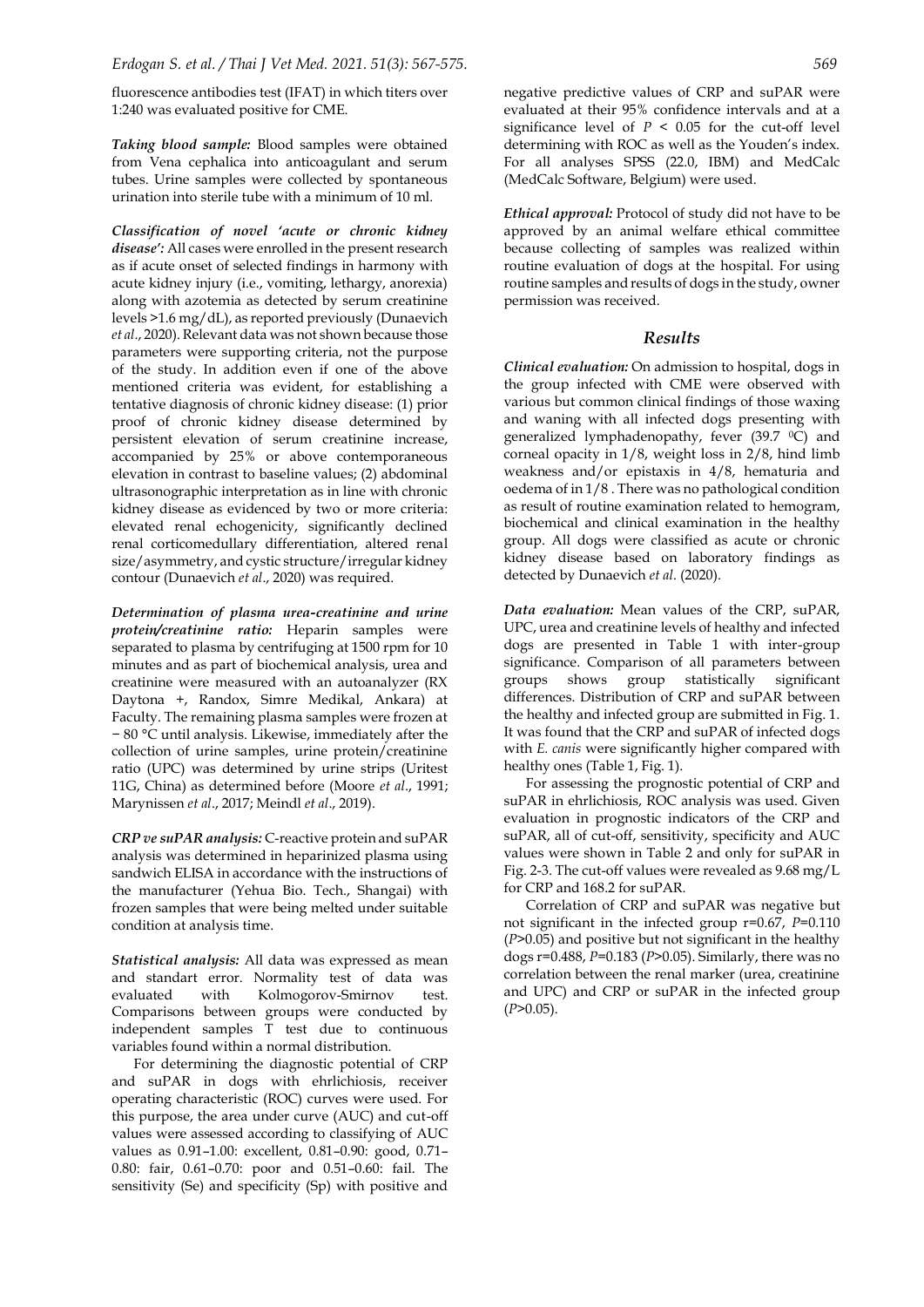fluorescence antibodies test (IFAT) in which titers over 1:240 was evaluated positive for CME.

***Taking blood sample:*** Blood samples were obtained from Vena cephalica into anticoagulant and serum tubes. Urine samples were collected by spontaneous urination into sterile tube with a minimum of 10 ml.

***Classification of novel 'acute or chronic kidney disease':*** All cases were enrolled in the present research as if acute onset of selected findings in harmony with acute kidney injury (i.e., vomiting, lethargy, anorexia) along with azotemia as detected by serum creatinine levels >1.6 mg/dL), as reported previously (Dunaevich *et al*., 2020). Relevant data was not shown because those parameters were supporting criteria, not the purpose of the study. In addition even if one of the above mentioned criteria was evident, for establishing a tentative diagnosis of chronic kidney disease: (1) prior proof of chronic kidney disease determined by persistent elevation of serum creatinine increase, accompanied by 25% or above contemporaneous elevation in contrast to baseline values; (2) abdominal ultrasonographic interpretation as in line with chronic kidney disease as evidenced by two or more criteria: elevated renal echogenicity, significantly declined renal corticomedullary differentiation, altered renal size/asymmetry, and cystic structure/irregular kidney contour (Dunaevich *et al*., 2020) was required.

***Determination of plasma urea-creatinine and urine protein/creatinine ratio:*** Heparin samples were separated to plasma by centrifuging at 1500 rpm for 10 minutes and as part of biochemical analysis, urea and creatinine were measured with an autoanalyzer (RX Daytona +, Randox, Simre Medikal, Ankara) at Faculty. The remaining plasma samples were frozen at − 80 °C until analysis. Likewise, immediately after the collection of urine samples, urine protein/creatinine ratio (UPC) was determined by urine strips (Uritest 11G, China) as determined before (Moore *et al*., 1991; Marynissen *et al*., 2017; Meindl *et al*., 2019).

***CRP ve suPAR analysis:*** C-reactive protein and suPAR analysis was determined in heparinized plasma using sandwich ELISA in accordance with the instructions of the manufacturer (Yehua Bio. Tech., Shangai) with frozen samples that were being melted under suitable condition at analysis time.

***Statistical analysis:*** All data was expressed as mean and standart error. Normality test of data was evaluated with Kolmogorov-Smirnov test. Comparisons between groups were conducted by independent samples T test due to continuous variables found within a normal distribution.

For determining the diagnostic potential of CRP and suPAR in dogs with ehrlichiosis, receiver operating characteristic (ROC) curves were used. For this purpose, the area under curve (AUC) and cut-off values were assessed according to classifying of AUC values as 0.91–1.00: excellent, 0.81–0.90: good, 0.71–0.80: fair, 0.61–0.70: poor and 0.51–0.60: fail. The sensitivity (Se) and specificity (Sp) with positive and negative predictive values of CRP and suPAR were evaluated at their 95% confidence intervals and at a significance level of $P < 0.05$ for the cut-off level determining with ROC as well as the Youden's index. For all analyses SPSS (22.0, IBM) and MedCalc (MedCalc Software, Belgium) were used.

***Ethical approval:*** Protocol of study did not have to be approved by an animal welfare ethical committee because collecting of samples was realized within routine evaluation of dogs at the hospital. For using routine samples and results of dogs in the study, owner permission was received.

## Results

***Clinical evaluation:*** On admission to hospital, dogs in the group infected with CME were observed with various but common clinical findings of those waxing and waning with all infected dogs presenting with generalized lymphadenopathy, fever (39.7 $^0$C) and corneal opacity in 1/8, weight loss in 2/8, hind limb weakness and/or epistaxis in 4/8, hematuria and oedema of in 1/8 . There was no pathological condition as result of routine examination related to hemogram, biochemical and clinical examination in the healthy group. All dogs were classified as acute or chronic kidney disease based on laboratory findings as detected by Dunaevich *et al*. (2020).

***Data evaluation:*** Mean values of the CRP, suPAR, UPC, urea and creatinine levels of healthy and infected dogs are presented in Table 1 with inter-group significance. Comparison of all parameters between groups shows group statistically significant differences. Distribution of CRP and suPAR between the healthy and infected group are submitted in Fig. 1. It was found that the CRP and suPAR of infected dogs with *E. canis* were significantly higher compared with healthy ones (Table 1, Fig. 1).

For assessing the prognostic potential of CRP and suPAR in ehrlichiosis, ROC analysis was used. Given evaluation in prognostic indicators of the CRP and suPAR, all of cut-off, sensitivity, specificity and AUC values were shown in Table 2 and only for suPAR in Fig. 2-3. The cut-off values were revealed as 9.68 mg/L for CRP and 168.2 for suPAR.

Correlation of CRP and suPAR was negative but not significant in the infected group r=0.67, $P$=0.110 ($P$>0.05) and positive but not significant in the healthy dogs r=0.488, $P$=0.183 ($P$>0.05). Similarly, there was no correlation between the renal marker (urea, creatinine and UPC) and CRP or suPAR in the infected group ($P$>0.05).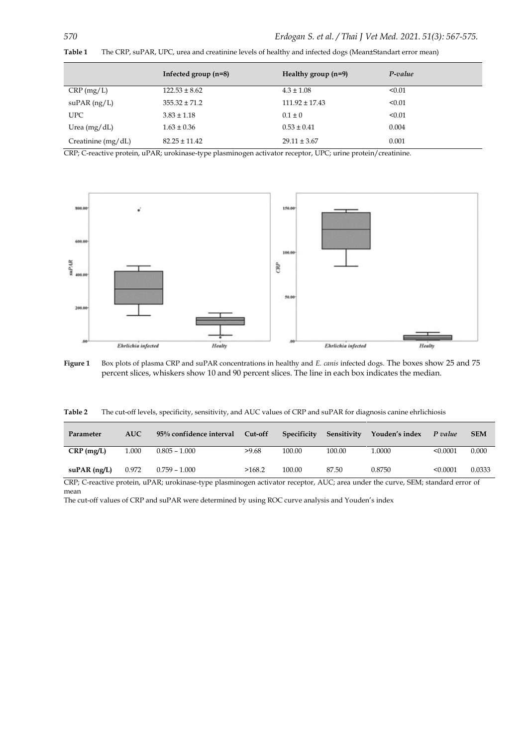**Table 1** The CRP, suPAR, UPC, urea and creatinine levels of healthy and infected dogs (Mean±Standart error mean)

| | Infected group (n=8) | Healthy group (n=9) | *P-value* |
|---|---|---|---|
| CRP (mg/L) | 122.53 ± 8.62 | 4.3 ± 1.08 | <0.01 |
| suPAR (ng/L) | 355.32 ± 71.2 | 111.92 ± 17.43 | <0.01 |
| UPC | 3.83 ± 1.18 | 0.1 ± 0 | <0.01 |
| Urea (mg/dL) | 1.63 ± 0.36 | 0.53 ± 0.41 | 0.004 |
| Creatinine (mg/dL) | 82.25 ± 11.42 | 29.11 ± 3.67 | 0.001 |

CRP; C-reactive protein, uPAR; urokinase-type plasminogen activator receptor, UPC; urine protein/creatinine.

**Figure 1** Box plots of plasma CRP and suPAR concentrations in healthy and *E. canis* infected dogs. The boxes show 25 and 75 percent slices, whiskers show 10 and 90 percent slices. The line in each box indicates the median.

**Table 2** The cut-off levels, specificity, sensitivity, and AUC values of CRP and suPAR for diagnosis canine ehrlichiosis

| Parameter | AUC | 95% confidence interval | Cut-off | Specificity | Sensitivity | Youden's index | *P value* | SEM |
|---|---|---|---|---|---|---|---|---|
| **CRP (mg/L)** | 1.000 | 0.805 – 1.000 | >9.68 | 100.00 | 100.00 | 1.0000 | <0.0001 | 0.000 |
| **suPAR (ng/L)** | 0.972 | 0.759 – 1.000 | >168.2 | 100.00 | 87.50 | 0.8750 | <0.0001 | 0.0333 |

CRP; C-reactive protein, uPAR; urokinase-type plasminogen activator receptor, AUC; area under the curve, SEM; standard error of mean

The cut-off values of CRP and suPAR were determined by using ROC curve analysis and Youden's index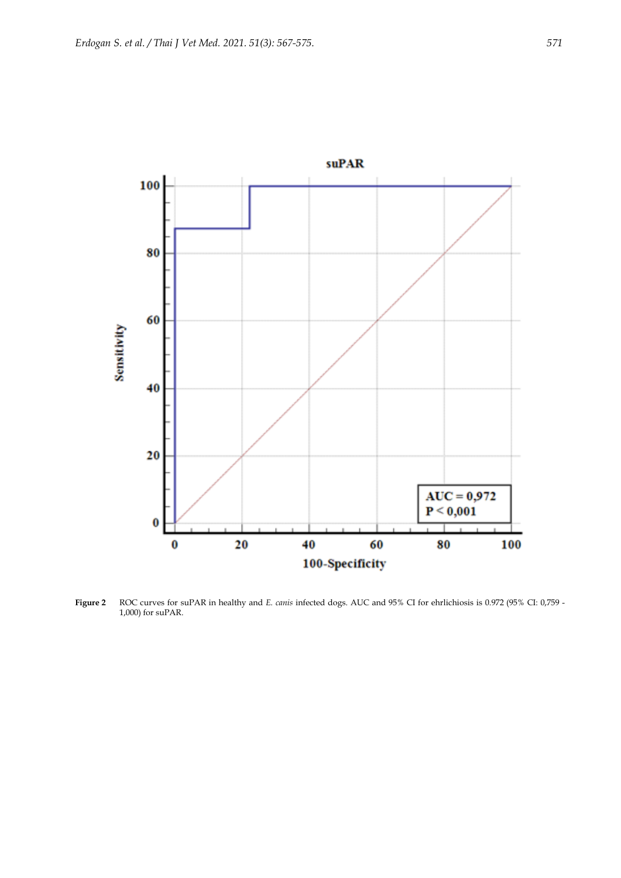**Figure 2** ROC curves for suPAR in healthy and *E. canis* infected dogs. AUC and 95% CI for ehrlichiosis is 0.972 (95% CI: 0,759 - 1,000) for suPAR.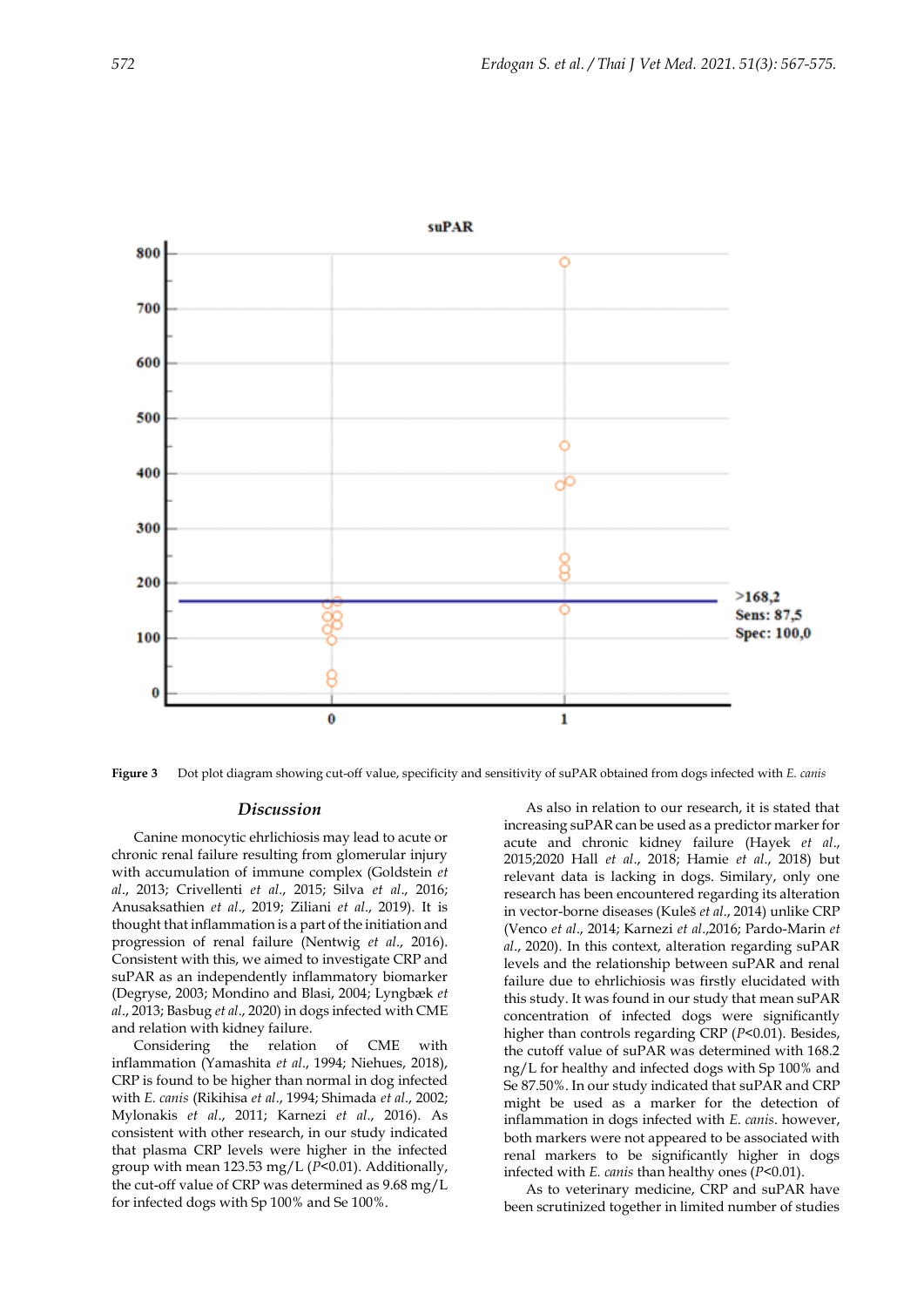Figure 3 Dot plot diagram showing cut-off value, specificity and sensitivity of suPAR obtained from dogs infected with *E. canis*

## Discussion

Canine monocytic ehrlichiosis may lead to acute or chronic renal failure resulting from glomerular injury with accumulation of immune complex (Goldstein *et al*., 2013; Crivellenti *et al*., 2015; Silva *et al*., 2016; Anusaksathien *et al*., 2019; Ziliani *et al*., 2019). It is thought that inflammation is a part of the initiation and progression of renal failure (Nentwig *et al*., 2016). Consistent with this, we aimed to investigate CRP and suPAR as an independently inflammatory biomarker (Degryse, 2003; Mondino and Blasi, 2004; Lyngbæk *et al*., 2013; Basbug *et al*., 2020) in dogs infected with CME and relation with kidney failure.

Considering the relation of CME with inflammation (Yamashita *et al*., 1994; Niehues, 2018), CRP is found to be higher than normal in dog infected with *E. canis* (Rikihisa *et al*., 1994; Shimada *et al*., 2002; Mylonakis *et al*., 2011; Karnezi *et al*., 2016). As consistent with other research, in our study indicated that plasma CRP levels were higher in the infected group with mean 123.53 mg/L ($P$<0.01). Additionally, the cut-off value of CRP was determined as 9.68 mg/L for infected dogs with Sp 100% and Se 100%.

As also in relation to our research, it is stated that increasing suPAR can be used as a predictor marker for acute and chronic kidney failure (Hayek *et al*., 2015;2020 Hall *et al*., 2018; Hamie *et al*., 2018) but relevant data is lacking in dogs. Similary, only one research has been encountered regarding its alteration in vector-borne diseases (Kuleš *et al*., 2014) unlike CRP (Venco *et al*., 2014; Karnezi *et al*.,2016; Pardo-Marin *et al*., 2020). In this context, alteration regarding suPAR levels and the relationship between suPAR and renal failure due to ehrlichiosis was firstly elucidated with this study. It was found in our study that mean suPAR concentration of infected dogs were significantly higher than controls regarding CRP ($P$<0.01). Besides, the cutoff value of suPAR was determined with 168.2 ng/L for healthy and infected dogs with Sp 100% and Se 87.50%. In our study indicated that suPAR and CRP might be used as a marker for the detection of inflammation in dogs infected with *E. canis*. however, both markers were not appeared to be associated with renal markers to be significantly higher in dogs infected with *E. canis* than healthy ones ($P$<0.01).

As to veterinary medicine, CRP and suPAR have been scrutinized together in limited number of studies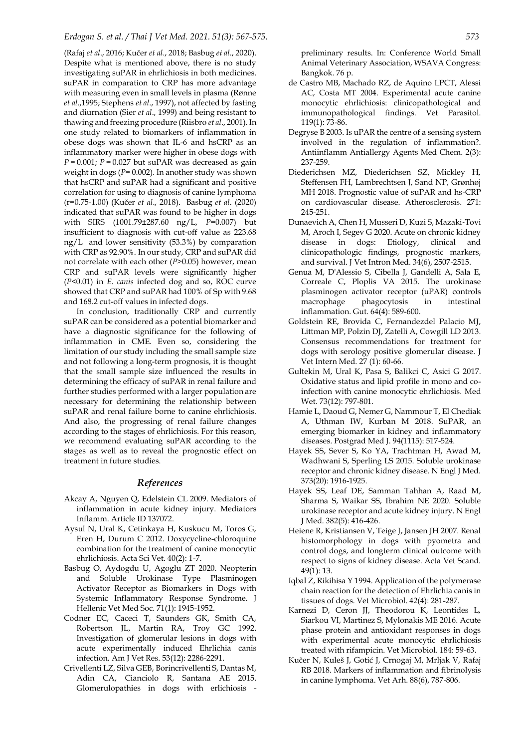(Rafaj *et al*., 2016; Kučer *et al*., 2018; Basbug *et al*., 2020). Despite what is mentioned above, there is no study investigating suPAR in ehrlichiosis in both medicines. suPAR in comparation to CRP has more advantage with measuring even in small levels in plasma (Rønne *et al*.,1995; Stephens *et al*., 1997), not affected by fasting and diurnation (Sier *et al*., 1999) and being resistant to thawing and freezing procedure (Riisbro *et al*., 2001). In one study related to biomarkers of inflammation in obese dogs was shown that IL-6 and hsCRP as an inflammatory marker were higher in obese dogs with $P = 0.001$; $P = 0.027$ but suPAR was decreased as gain weight in dogs ($P = 0.002$). In another study was shown that hsCRP and suPAR had a significant and positive correlation for using to diagnosis of canine lymphoma (r=0.75-1.00) (Kučer *et al*., 2018). Basbug *et al*. (2020) indicated that suPAR was found to be higher in dogs with SIRS (1001.79±287.60 ng/L, $P$=0.007) but insufficient to diagnosis with cut-off value as 223.68 ng/L and lower sensitivity (53.3%) by comparation with CRP as 92.90%. In our study, CRP and suPAR did not correlate with each other ($P$>0.05) however, mean CRP and suPAR levels were significantly higher ($P$<0.01) in *E. canis* infected dog and so, ROC curve showed that CRP and suPAR had 100% of Sp with 9.68 and 168.2 cut-off values in infected dogs.

In conclusion, traditionally CRP and currently suPAR can be considered as a potential biomarker and have a diagnostic significance for the following of inflammation in CME. Even so, considering the limitation of our study including the small sample size and not following a long-term prognosis, it is thought that the small sample size influenced the results in determining the efficacy of suPAR in renal failure and further studies performed with a larger population are necessary for determining the relationship between suPAR and renal failure borne to canine ehrlichiosis. And also, the progressing of renal failure changes according to the stages of ehrlichiosis. For this reason, we recommend evaluating suPAR according to the stages as well as to reveal the prognostic effect on treatment in future studies.

## References

Akcay A, Nguyen Q, Edelstein CL 2009. Mediators of inflammation in acute kidney injury. Mediators Inflamm. Article ID 137072.

Aysul N, Ural K, Cetinkaya H, Kuskucu M, Toros G, Eren H, Durum C 2012. Doxycycline-chloroquine combination for the treatment of canine monocytic ehrlichiosis. Acta Sci Vet. 40(2): 1-7.

Basbug O, Aydogdu U, Agoglu ZT 2020. Neopterin and Soluble Urokinase Type Plasminogen Activator Receptor as Biomarkers in Dogs with Systemic Inflammatory Response Syndrome. J Hellenic Vet Med Soc. 71(1): 1945-1952.

Codner EC, Caceci T, Saunders GK, Smith CA, Robertson JL, Martin RA, Troy GC 1992. Investigation of glomerular lesions in dogs with acute experimentally induced Ehrlichia canis infection. Am J Vet Res. 53(12): 2286-2291.

Crivellenti LZ, Silva GEB, Borincrivellenti S, Dantas M, Adin CA, Cianciolo R, Santana AE 2015. Glomerulopathies in dogs with erlichiosis - preliminary results. In: Conference World Small Animal Veterinary Association, WSAVA Congress: Bangkok. 76 p.

de Castro MB, Machado RZ, de Aquino LPCT, Alessi AC, Costa MT 2004. Experimental acute canine monocytic ehrlichiosis: clinicopathological and immunopathological findings. Vet Parasitol. 119(1): 73-86.

Degryse B 2003. Is uPAR the centre of a sensing system involved in the regulation of inflammation?. Antiinflamm Antiallergy Agents Med Chem. 2(3): 237-259.

Diederichsen MZ, Diederichsen SZ, Mickley H, Steffensen FH, Lambrechtsen J, Sand NP, Grønhøj MH 2018. Prognostic value of suPAR and hs-CRP on cardiovascular disease. Atherosclerosis. 271: 245-251.

Dunaevich A, Chen H, Musseri D, Kuzi S, Mazaki-Tovi M, Aroch I, Segev G 2020. Acute on chronic kidney disease in dogs: Etiology, clinical and clinicopathologic findings, prognostic markers, and survival. J Vet Intron Med. 34(6), 2507-2515.

Genua M, D'Alessio S, Cibella J, Gandelli A, Sala E, Correale C, Ploplis VA 2015. The urokinase plasminogen activator receptor (uPAR) controls macrophage phagocytosis in intestinal inflammation. Gut. 64(4): 589-600.

Goldstein RE, Brovida C, Fernandezdel Palacio MJ, Littman MP, Polzin DJ, Zatelli A, Cowgill LD 2013. Consensus recommendations for treatment for dogs with serology positive glomerular disease. J Vet Intern Med. 27 (1): 60-66.

Gultekin M, Ural K, Pasa S, Balikci C, Asici G 2017. Oxidative status and lipid profile in mono and co-infection with canine monocytic ehrlichiosis. Med Wet. 73(12): 797-801.

Hamie L, Daoud G, Nemer G, Nammour T, El Chediak A, Uthman IW, Kurban M 2018. SuPAR, an emerging biomarker in kidney and inflammatory diseases. Postgrad Med J. 94(1115): 517-524.

Hayek SS, Sever S, Ko YA, Trachtman H, Awad M, Wadhwani S, Sperling LS 2015. Soluble urokinase receptor and chronic kidney disease. N Engl J Med. 373(20): 1916-1925.

Hayek SS, Leaf DE, Samman Tahhan A, Raad M, Sharma S, Waikar SS, Ibrahim NE 2020. Soluble urokinase receptor and acute kidney injury. N Engl J Med. 382(5): 416-426.

Heiene R, Kristiansen V, Teige J, Jansen JH 2007. Renal histomorphology in dogs with pyometra and control dogs, and longterm clinical outcome with respect to signs of kidney disease. Acta Vet Scand. 49(1): 13.

Iqbal Z, Rikihisa Y 1994. Application of the polymerase chain reaction for the detection of Ehrlichia canis in tissues of dogs. Vet Microbiol. 42(4): 281-287.

Karnezi D, Ceron JJ, Theodorou K, Leontides L, Siarkou VI, Martinez S, Mylonakis ME 2016. Acute phase protein and antioxidant responses in dogs with experimental acute monocytic ehrlichiosis treated with rifampicin. Vet Microbiol. 184: 59-63.

Kučer N, Kuleš J, Gotić J, Crnogaj M, Mrljak V, Rafaj RB 2018. Markers of inflammation and fibrinolysis in canine lymphoma. Vet Arh. 88(6), 787-806.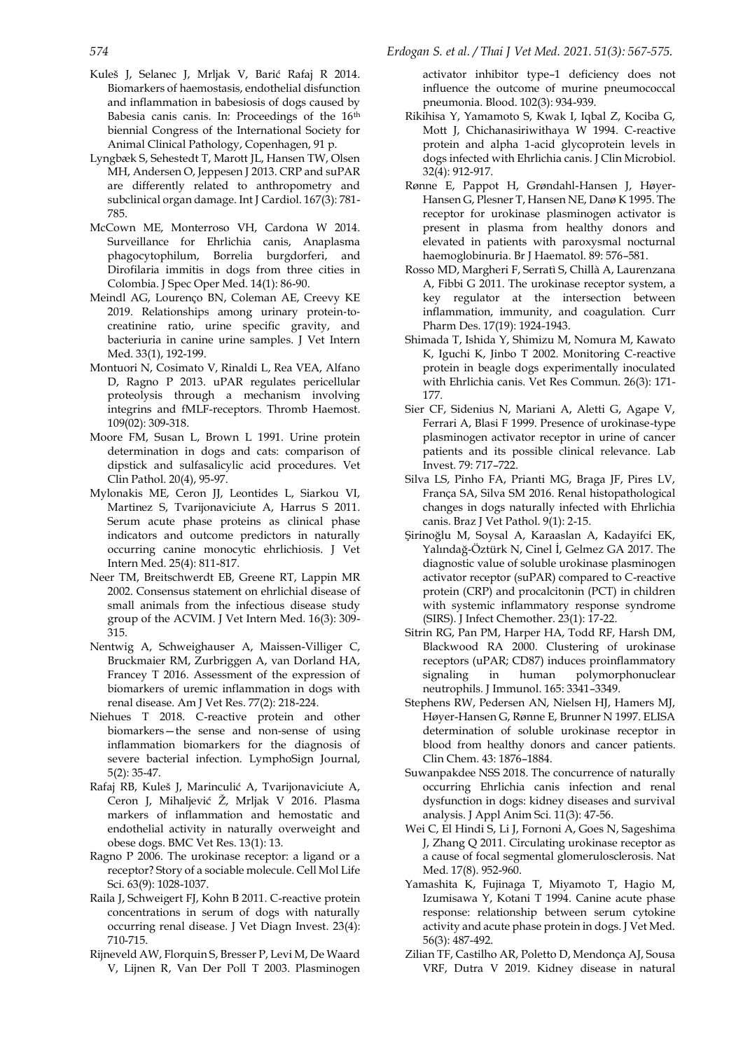Kuleš J, Selanec J, Mrljak V, Barić Rafaj R 2014. Biomarkers of haemostasis, endothelial disfunction and inflammation in babesiosis of dogs caused by Babesia canis canis. In: Proceedings of the 16th biennial Congress of the International Society for Animal Clinical Pathology, Copenhagen, 91 p.

Lyngbæk S, Sehestedt T, Marott JL, Hansen TW, Olsen MH, Andersen O, Jeppesen J 2013. CRP and suPAR are differently related to anthropometry and subclinical organ damage. Int J Cardiol. 167(3): 781-785.

McCown ME, Monterroso VH, Cardona W 2014. Surveillance for Ehrlichia canis, Anaplasma phagocytophilum, Borrelia burgdorferi, and Dirofilaria immitis in dogs from three cities in Colombia. J Spec Oper Med. 14(1): 86-90.

Meindl AG, Lourenço BN, Coleman AE, Creevy KE 2019. Relationships among urinary protein-to-creatinine ratio, urine specific gravity, and bacteriuria in canine urine samples. J Vet Intern Med. 33(1), 192-199.

Montuori N, Cosimato V, Rinaldi L, Rea VEA, Alfano D, Ragno P 2013. uPAR regulates pericellular proteolysis through a mechanism involving integrins and fMLF-receptors. Thromb Haemost. 109(02): 309-318.

Moore FM, Susan L, Brown L 1991. Urine protein determination in dogs and cats: comparison of dipstick and sulfasalicylic acid procedures. Vet Clin Pathol. 20(4), 95-97.

Mylonakis ME, Ceron JJ, Leontides L, Siarkou VI, Martinez S, Tvarijonaviciute A, Harrus S 2011. Serum acute phase proteins as clinical phase indicators and outcome predictors in naturally occurring canine monocytic ehrlichiosis. J Vet Intern Med. 25(4): 811-817.

Neer TM, Breitschwerdt EB, Greene RT, Lappin MR 2002. Consensus statement on ehrlichial disease of small animals from the infectious disease study group of the ACVIM. J Vet Intern Med. 16(3): 309-315.

Nentwig A, Schweighauser A, Maissen-Villiger C, Bruckmaier RM, Zurbriggen A, van Dorland HA, Francey T 2016. Assessment of the expression of biomarkers of uremic inflammation in dogs with renal disease. Am J Vet Res. 77(2): 218-224.

Niehues T 2018. C-reactive protein and other biomarkers—the sense and non-sense of using inflammation biomarkers for the diagnosis of severe bacterial infection. LymphoSign Journal, 5(2): 35-47.

Rafaj RB, Kuleš J, Marinculić A, Tvarijonaviciute A, Ceron J, Mihaljević Ž, Mrljak V 2016. Plasma markers of inflammation and hemostatic and endothelial activity in naturally overweight and obese dogs. BMC Vet Res. 13(1): 13.

Ragno P 2006. The urokinase receptor: a ligand or a receptor? Story of a sociable molecule. Cell Mol Life Sci. 63(9): 1028-1037.

Raila J, Schweigert FJ, Kohn B 2011. C-reactive protein concentrations in serum of dogs with naturally occurring renal disease. J Vet Diagn Invest. 23(4): 710-715.

Rijneveld AW, Florquin S, Bresser P, Levi M, De Waard V, Lijnen R, Van Der Poll T 2003. Plasminogen activator inhibitor type–1 deficiency does not influence the outcome of murine pneumococcal pneumonia. Blood. 102(3): 934-939.

Rikihisa Y, Yamamoto S, Kwak I, Iqbal Z, Kociba G, Mott J, Chichanasiriwithaya W 1994. C-reactive protein and alpha 1-acid glycoprotein levels in dogs infected with Ehrlichia canis. J Clin Microbiol. 32(4): 912-917.

Rønne E, Pappot H, Grøndahl-Hansen J, Høyer-Hansen G, Plesner T, Hansen NE, Danø K 1995. The receptor for urokinase plasminogen activator is present in plasma from healthy donors and elevated in patients with paroxysmal nocturnal haemoglobinuria. Br J Haematol. 89: 576–581.

Rosso MD, Margheri F, Serratì S, Chillà A, Laurenzana A, Fibbi G 2011. The urokinase receptor system, a key regulator at the intersection between inflammation, immunity, and coagulation. Curr Pharm Des. 17(19): 1924-1943.

Shimada T, Ishida Y, Shimizu M, Nomura M, Kawato K, Iguchi K, Jinbo T 2002. Monitoring C-reactive protein in beagle dogs experimentally inoculated with Ehrlichia canis. Vet Res Commun. 26(3): 171-177.

Sier CF, Sidenius N, Mariani A, Aletti G, Agape V, Ferrari A, Blasi F 1999. Presence of urokinase-type plasminogen activator receptor in urine of cancer patients and its possible clinical relevance. Lab Invest. 79: 717–722.

Silva LS, Pinho FA, Prianti MG, Braga JF, Pires LV, França SA, Silva SM 2016. Renal histopathological changes in dogs naturally infected with Ehrlichia canis. Braz J Vet Pathol. 9(1): 2-15.

Şirinoğlu M, Soysal A, Karaaslan A, Kadayifci EK, Yalındağ-Öztürk N, Cinel İ, Gelmez GA 2017. The diagnostic value of soluble urokinase plasminogen activator receptor (suPAR) compared to C-reactive protein (CRP) and procalcitonin (PCT) in children with systemic inflammatory response syndrome (SIRS). J Infect Chemother. 23(1): 17-22.

Sitrin RG, Pan PM, Harper HA, Todd RF, Harsh DM, Blackwood RA 2000. Clustering of urokinase receptors (uPAR; CD87) induces proinflammatory signaling in human polymorphonuclear neutrophils. J Immunol. 165: 3341–3349.

Stephens RW, Pedersen AN, Nielsen HJ, Hamers MJ, Høyer-Hansen G, Rønne E, Brunner N 1997. ELISA determination of soluble urokinase receptor in blood from healthy donors and cancer patients. Clin Chem. 43: 1876–1884.

Suwanpakdee NSS 2018. The concurrence of naturally occurring Ehrlichia canis infection and renal dysfunction in dogs: kidney diseases and survival analysis. J Appl Anim Sci. 11(3): 47-56.

Wei C, El Hindi S, Li J, Fornoni A, Goes N, Sageshima J, Zhang Q 2011. Circulating urokinase receptor as a cause of focal segmental glomerulosclerosis. Nat Med. 17(8). 952-960.

Yamashita K, Fujinaga T, Miyamoto T, Hagio M, Izumisawa Y, Kotani T 1994. Canine acute phase response: relationship between serum cytokine activity and acute phase protein in dogs. J Vet Med. 56(3): 487-492.

Zilian TF, Castilho AR, Poletto D, Mendonça AJ, Sousa VRF, Dutra V 2019. Kidney disease in natural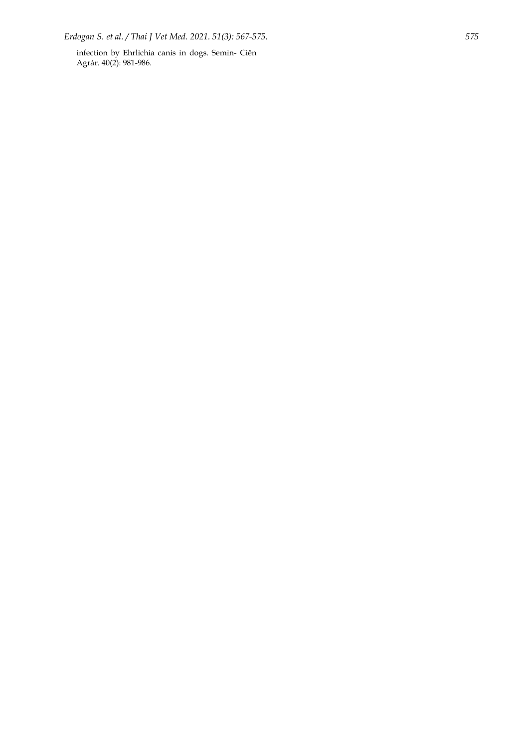infection by Ehrlichia canis in dogs. Semin- Ciên Agrár. 40(2): 981-986.